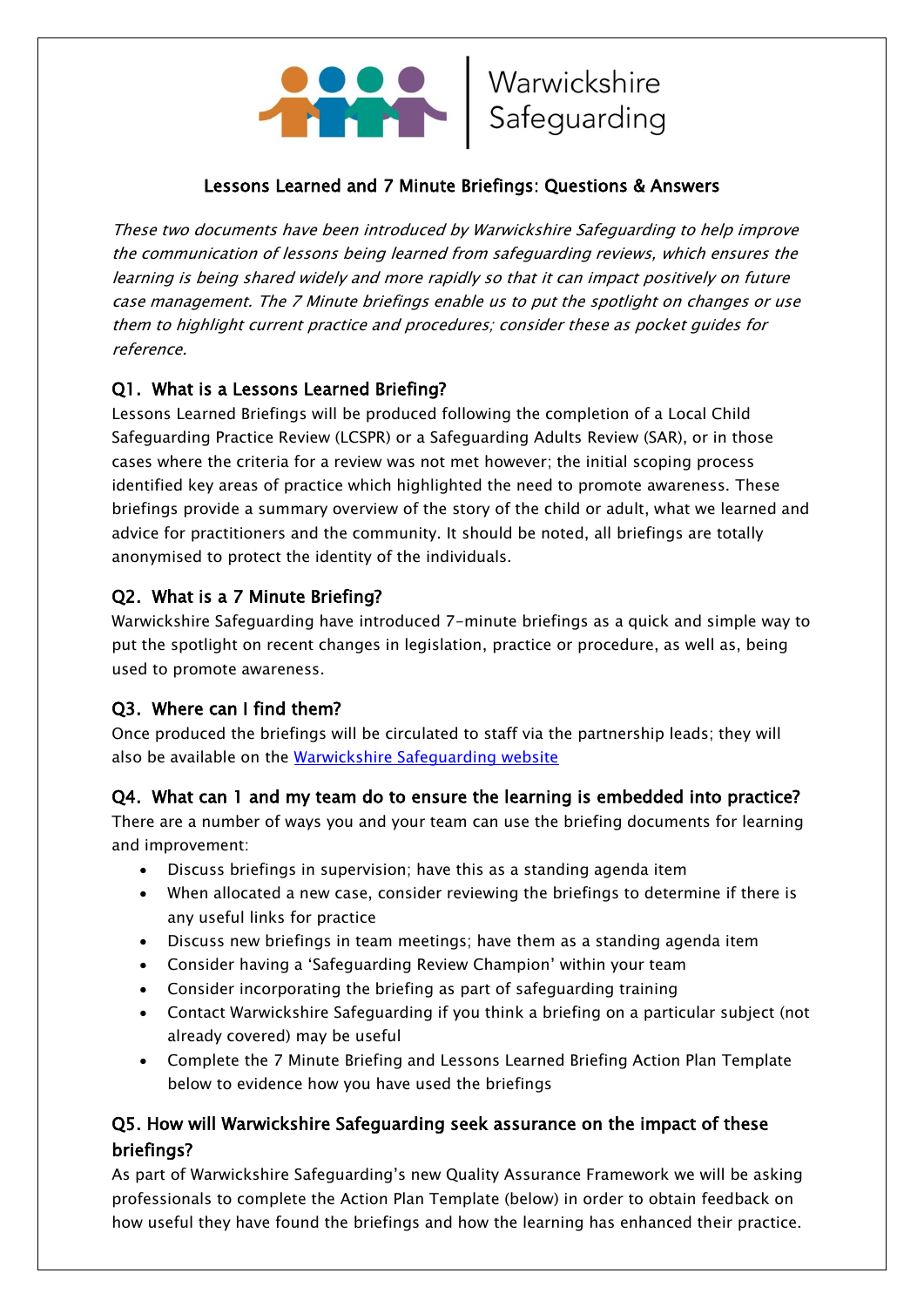Warwickshire Safeguarding

# Lessons Learned and 7 Minute Briefings: Questions & Answers

*These two documents have been introduced by Warwickshire Safeguarding to help improve the communication of lessons being learned from safeguarding reviews, which ensures the learning is being shared widely and more rapidly so that it can impact positively on future case management. The 7 Minute briefings enable us to put the spotlight on changes or use them to highlight current practice and procedures; consider these as pocket guides for reference.*

## Q1. What is a Lessons Learned Briefing?

Lessons Learned Briefings will be produced following the completion of a Local Child Safeguarding Practice Review (LCSPR) or a Safeguarding Adults Review (SAR), or in those cases where the criteria for a review was not met however; the initial scoping process identified key areas of practice which highlighted the need to promote awareness. These briefings provide a summary overview of the story of the child or adult, what we learned and advice for practitioners and the community. It should be noted, all briefings are totally anonymised to protect the identity of the individuals.

## Q2. What is a 7 Minute Briefing?

Warwickshire Safeguarding have introduced 7-minute briefings as a quick and simple way to put the spotlight on recent changes in legislation, practice or procedure, as well as, being used to promote awareness.

## Q3. Where can I find them?

Once produced the briefings will be circulated to staff via the partnership leads; they will also be available on the Warwickshire Safeguarding website

## Q4. What can I and my team do to ensure the learning is embedded into practice?

There are a number of ways you and your team can use the briefing documents for learning and improvement:

- Discuss briefings in supervision; have this as a standing agenda item
- When allocated a new case, consider reviewing the briefings to determine if there is any useful links for practice
- Discuss new briefings in team meetings; have them as a standing agenda item
- Consider having a 'Safeguarding Review Champion' within your team
- Consider incorporating the briefing as part of safeguarding training
- Contact Warwickshire Safeguarding if you think a briefing on a particular subject (not already covered) may be useful
- Complete the 7 Minute Briefing and Lessons Learned Briefing Action Plan Template below to evidence how you have used the briefings

## Q5. How will Warwickshire Safeguarding seek assurance on the impact of these briefings?

As part of Warwickshire Safeguarding's new Quality Assurance Framework we will be asking professionals to complete the Action Plan Template (below) in order to obtain feedback on how useful they have found the briefings and how the learning has enhanced their practice.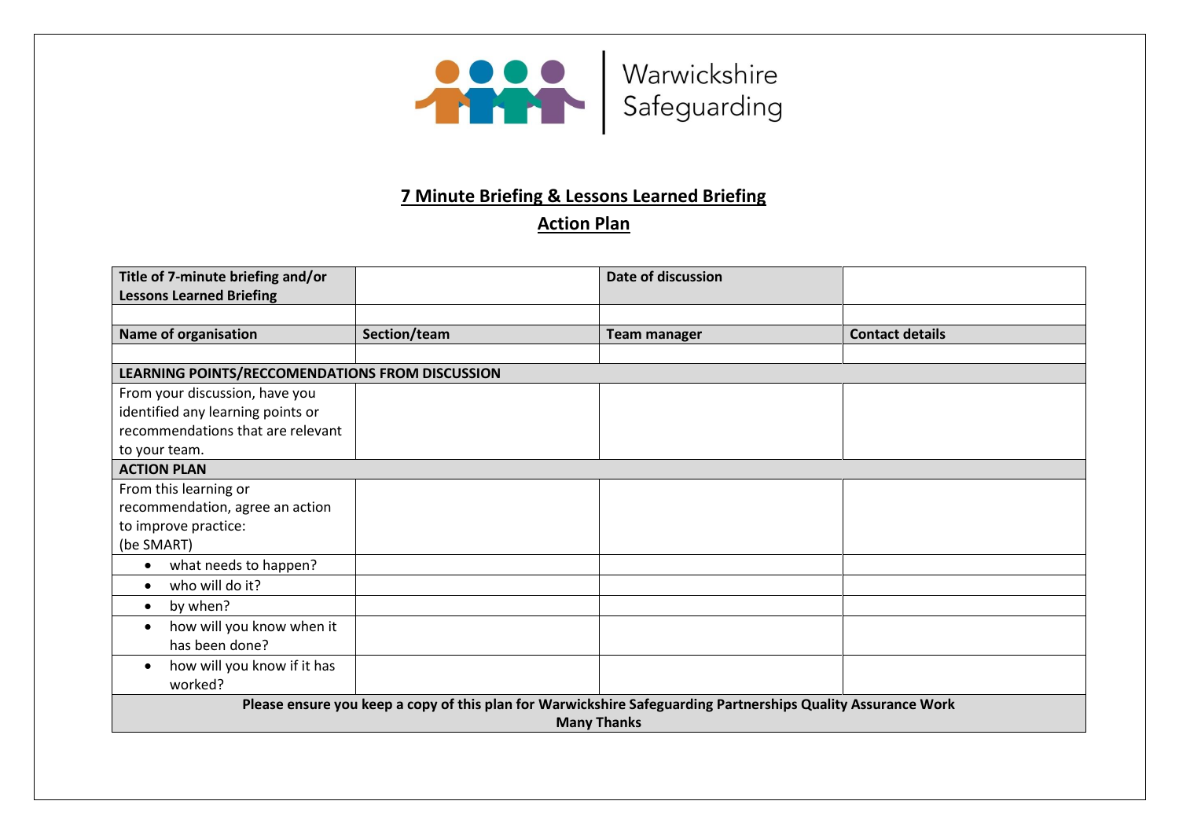Warwickshire Safeguarding

## 7 Minute Briefing & Lessons Learned Briefing

## Action Plan

| | | | |
|---|---|---|---|
| **Title of 7-minute briefing and/or Lessons Learned Briefing** | | **Date of discussion** | |
| | | | |
| **Name of organisation** | **Section/team** | **Team manager** | **Contact details** |
| | | | |
| **LEARNING POINTS/RECCOMENDATIONS FROM DISCUSSION** | | | |
| From your discussion, have you identified any learning points or recommendations that are relevant to your team. | | | |
| **ACTION PLAN** | | | |
| From this learning or recommendation, agree an action to improve practice: (be SMART) | | | |
| • what needs to happen? | | | |
| • who will do it? | | | |
| • by when? | | | |
| • how will you know when it has been done? | | | |
| • how will you know if it has worked? | | | |
| **Please ensure you keep a copy of this plan for Warwickshire Safeguarding Partnerships Quality Assurance Work Many Thanks** | | | |